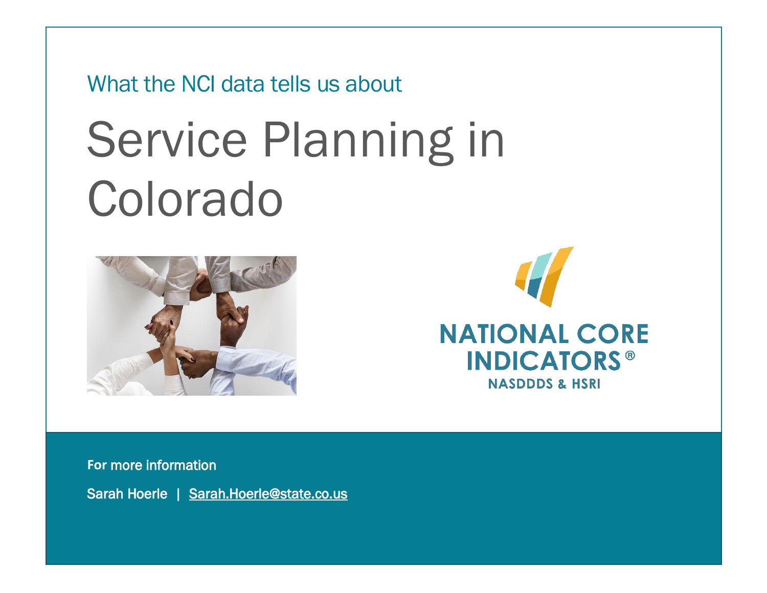What the NCI data tells us about

# Service Planning in Colorado

NATIONAL CORE INDICATORS®
NASDDDS & HSRI

For more information

Sarah Hoerle | Sarah.Hoerle@state.co.us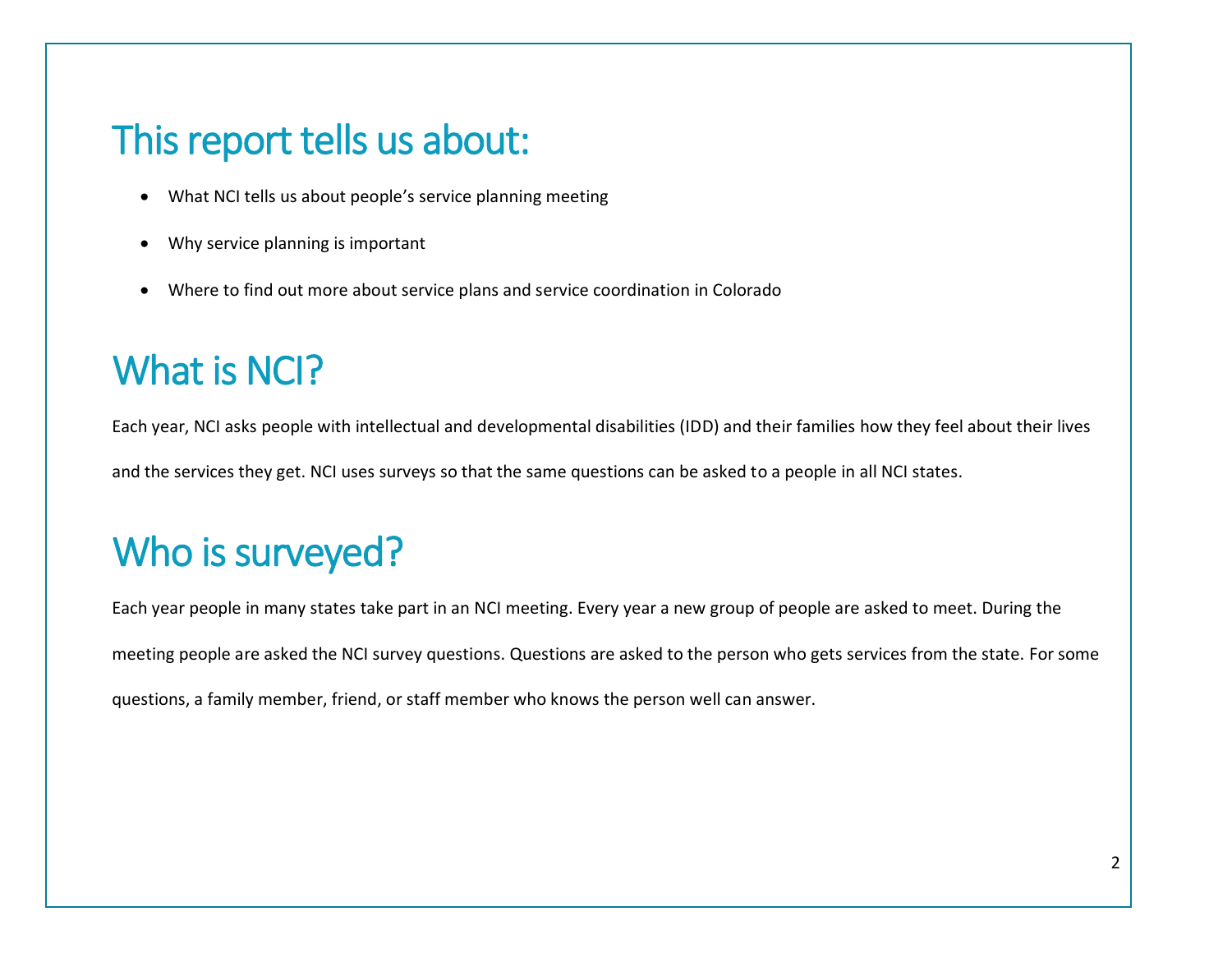## This report tells us about:

- What NCI tells us about people's service planning meeting
- Why service planning is important
- Where to find out more about service plans and service coordination in Colorado

## What is NCI?

Each year, NCI asks people with intellectual and developmental disabilities (IDD) and their families how they feel about their lives and the services they get. NCI uses surveys so that the same questions can be asked to a people in all NCI states.

## Who is surveyed?

Each year people in many states take part in an NCI meeting. Every year a new group of people are asked to meet. During the meeting people are asked the NCI survey questions. Questions are asked to the person who gets services from the state. For some questions, a family member, friend, or staff member who knows the person well can answer.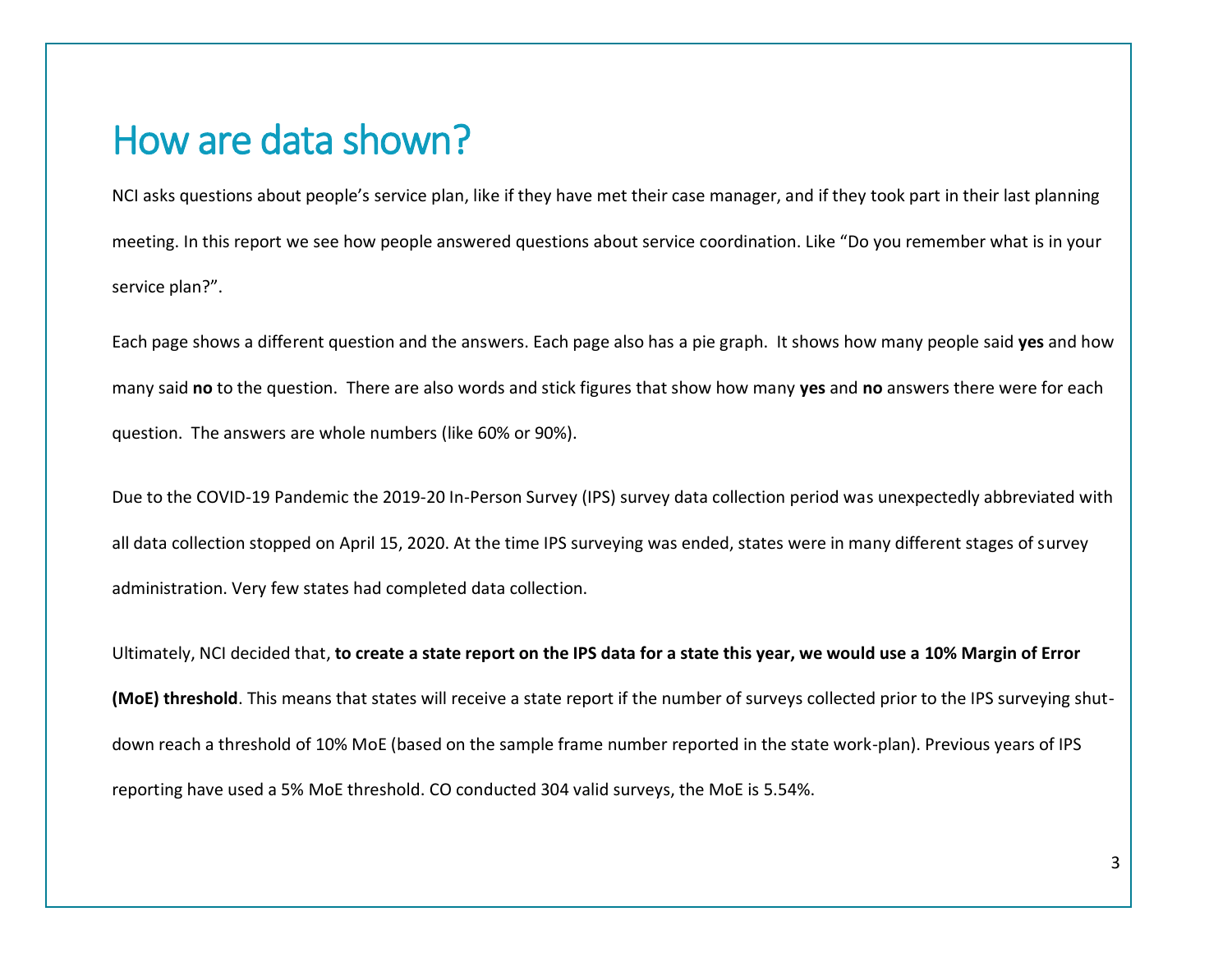# How are data shown?

NCI asks questions about people's service plan, like if they have met their case manager, and if they took part in their last planning meeting. In this report we see how people answered questions about service coordination. Like "Do you remember what is in your service plan?".

Each page shows a different question and the answers. Each page also has a pie graph. It shows how many people said **yes** and how many said **no** to the question. There are also words and stick figures that show how many **yes** and **no** answers there were for each question. The answers are whole numbers (like 60% or 90%).

Due to the COVID-19 Pandemic the 2019-20 In-Person Survey (IPS) survey data collection period was unexpectedly abbreviated with all data collection stopped on April 15, 2020. At the time IPS surveying was ended, states were in many different stages of survey administration. Very few states had completed data collection.

Ultimately, NCI decided that, **to create a state report on the IPS data for a state this year, we would use a 10% Margin of Error (MoE) threshold**. This means that states will receive a state report if the number of surveys collected prior to the IPS surveying shut-down reach a threshold of 10% MoE (based on the sample frame number reported in the state work-plan). Previous years of IPS reporting have used a 5% MoE threshold. CO conducted 304 valid surveys, the MoE is 5.54%.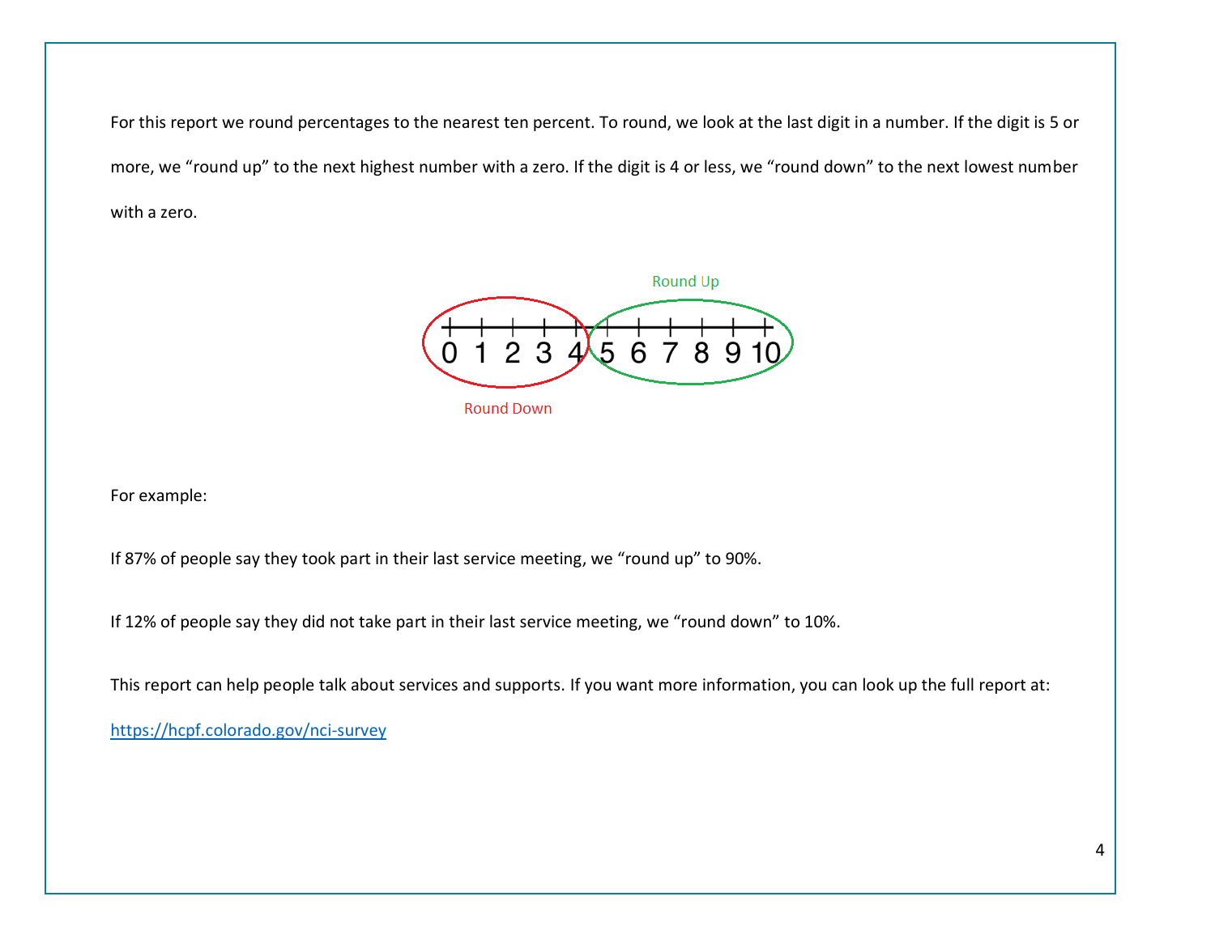For this report we round percentages to the nearest ten percent. To round, we look at the last digit in a number. If the digit is 5 or more, we "round up" to the next highest number with a zero. If the digit is 4 or less, we "round down" to the next lowest number with a zero.

Round Up

0 1 2 3 4 5 6 7 8 9 10

Round Down

For example:

If 87% of people say they took part in their last service meeting, we "round up" to 90%.

If 12% of people say they did not take part in their last service meeting, we "round down" to 10%.

This report can help people talk about services and supports. If you want more information, you can look up the full report at:

https://hcpf.colorado.gov/nci-survey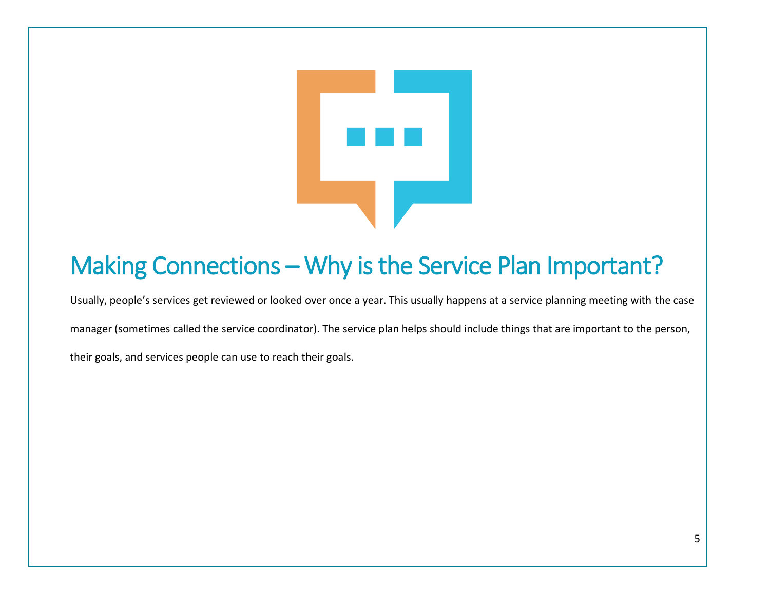# Making Connections – Why is the Service Plan Important?

Usually, people's services get reviewed or looked over once a year. This usually happens at a service planning meeting with the case manager (sometimes called the service coordinator). The service plan helps should include things that are important to the person, their goals, and services people can use to reach their goals.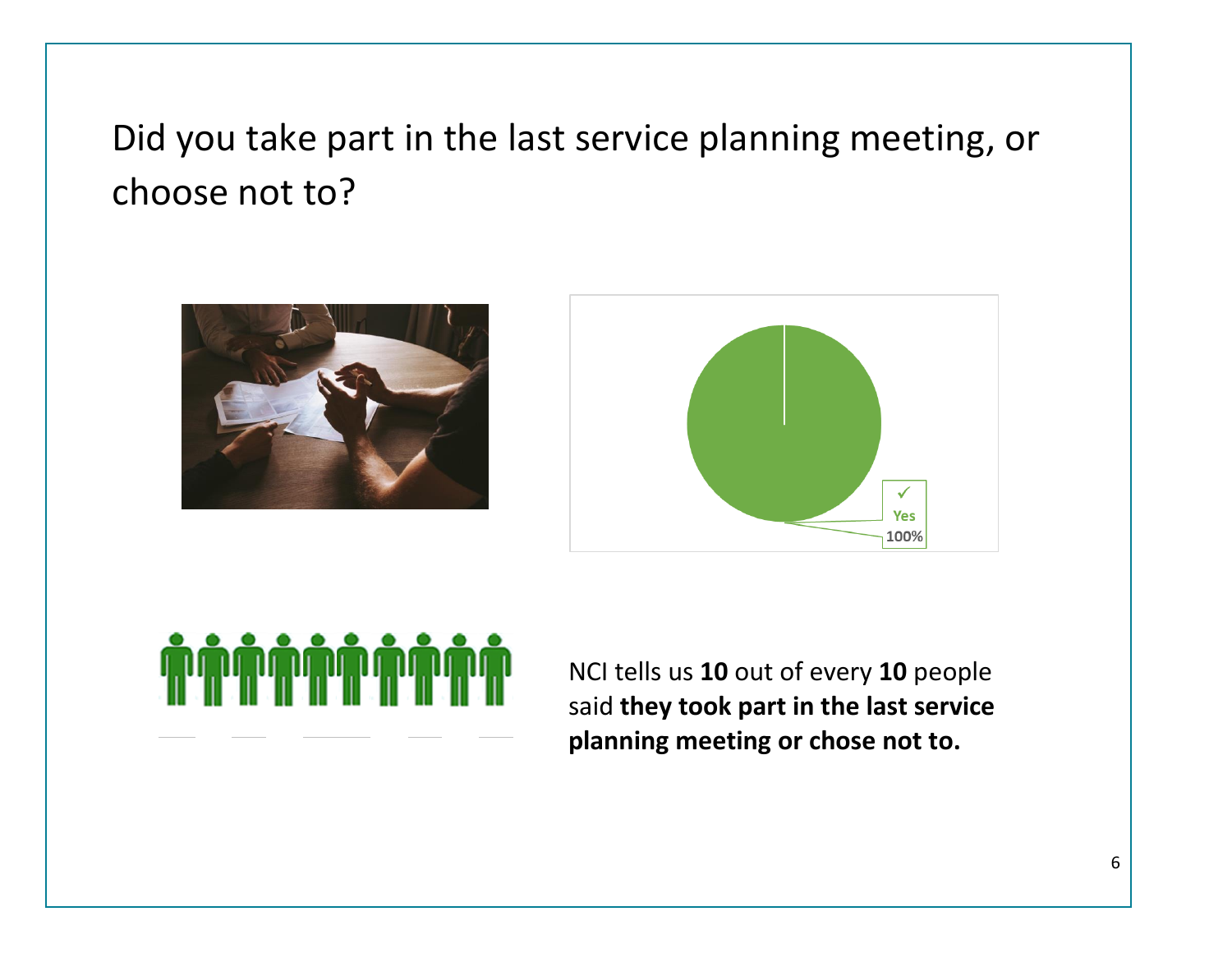# Did you take part in the last service planning meeting, or choose not to?

✓
Yes
100%

NCI tells us **10** out of every **10** people said **they took part in the last service planning meeting or chose not to.**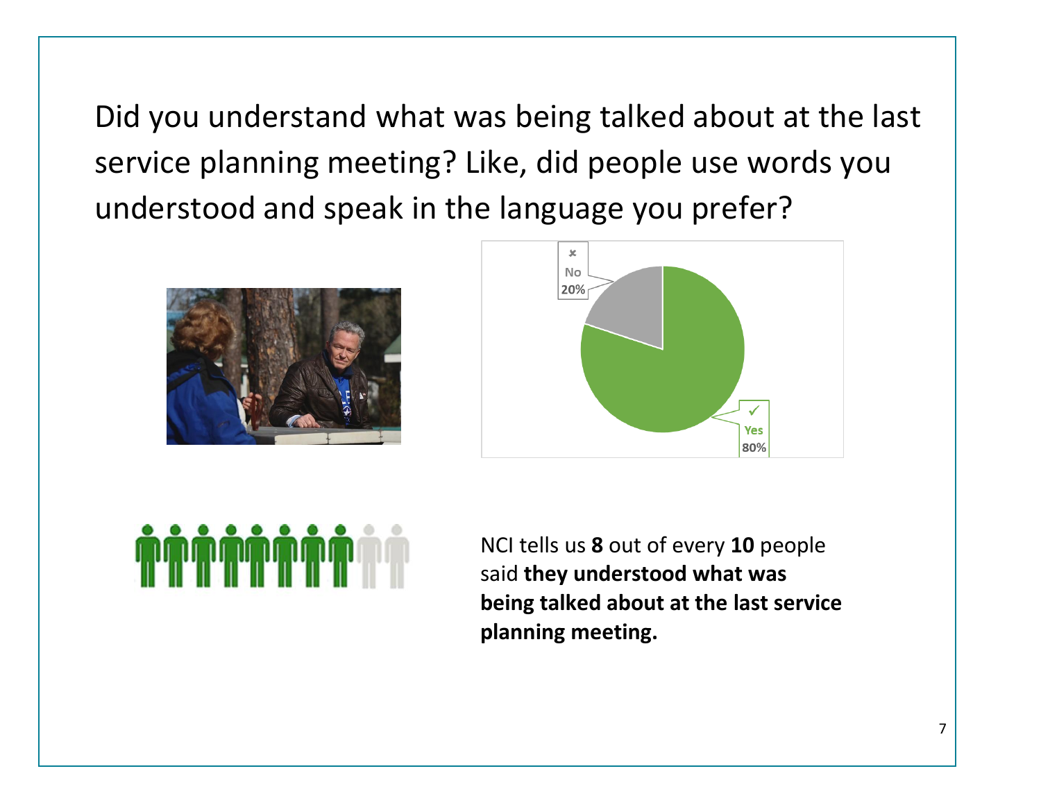Did you understand what was being talked about at the last service planning meeting? Like, did people use words you understood and speak in the language you prefer?

No 20%

Yes 80%

NCI tells us **8** out of every **10** people said **they understood what was being talked about at the last service planning meeting.**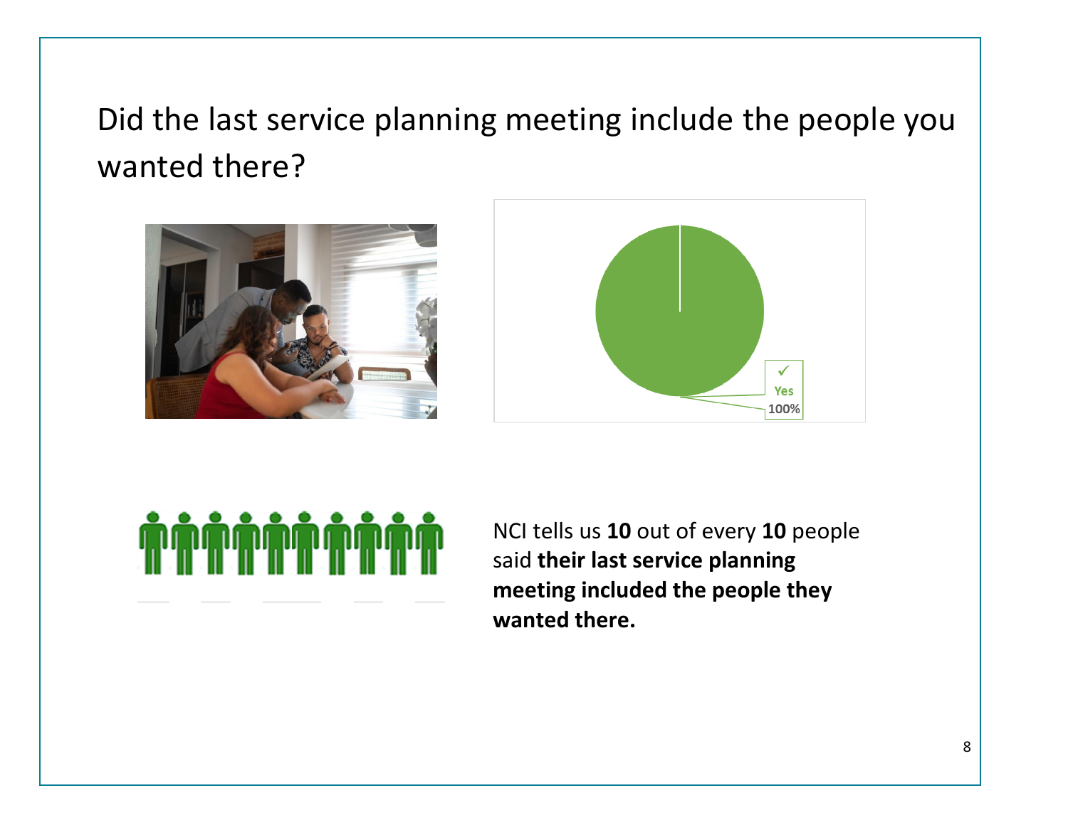Did the last service planning meeting include the people you wanted there?

✓ Yes 100%

NCI tells us **10** out of every **10** people said **their last service planning meeting included the people they wanted there.**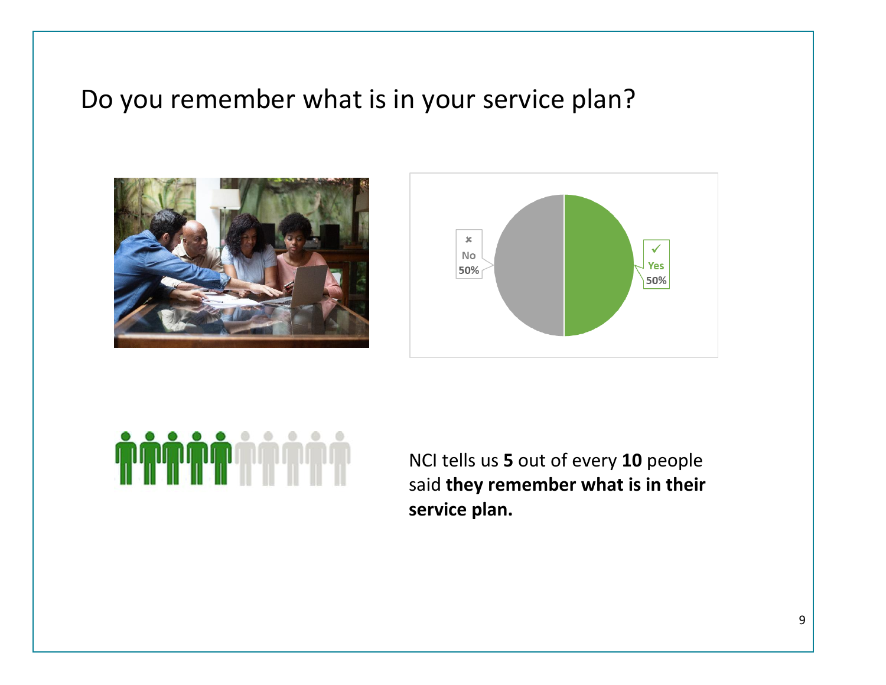# Do you remember what is in your service plan?

No 50%

Yes 50%

NCI tells us **5** out of every **10** people said **they remember what is in their service plan.**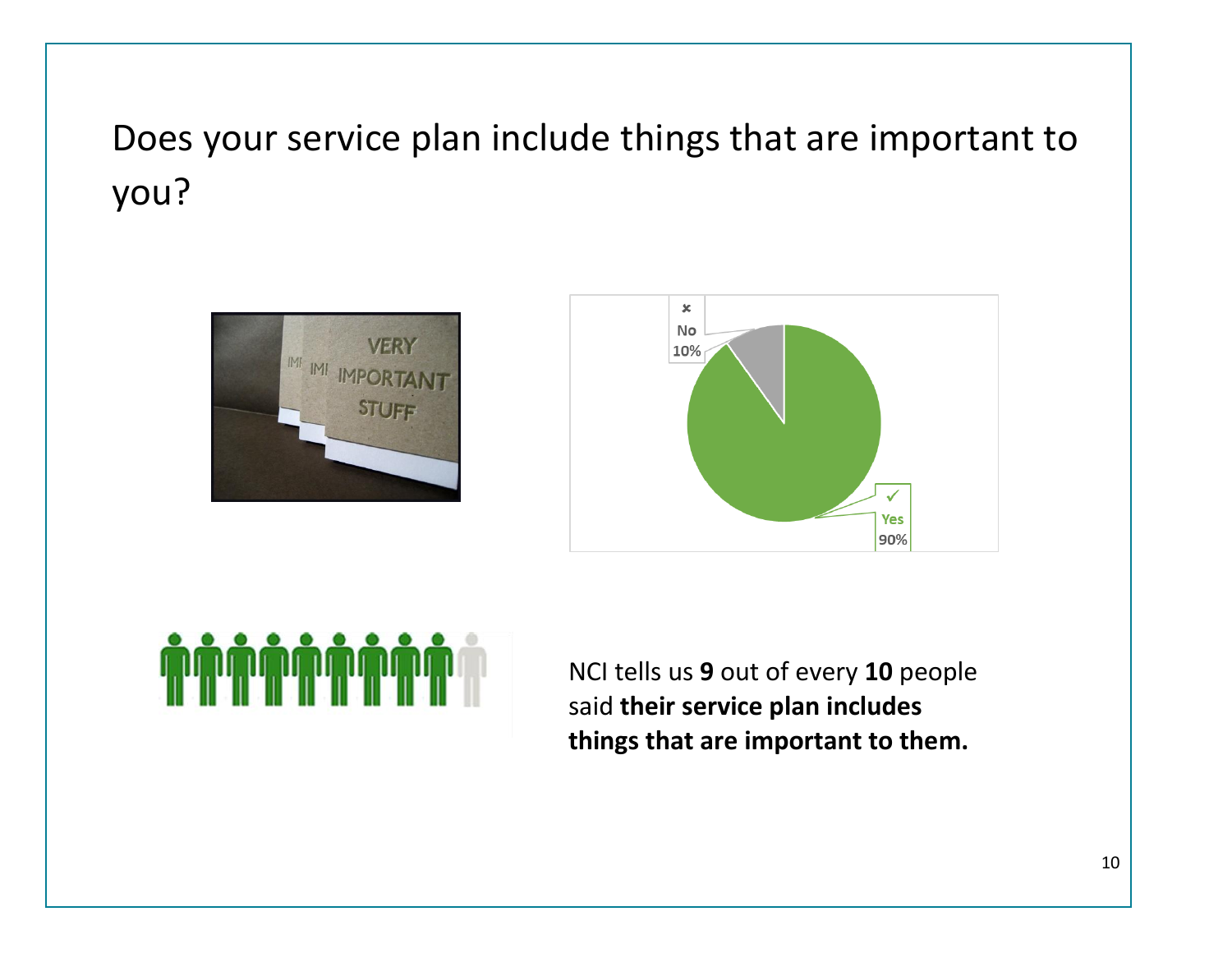# Does your service plan include things that are important to you?

No 10%

Yes 90%

NCI tells us **9** out of every **10** people said **their service plan includes things that are important to them.**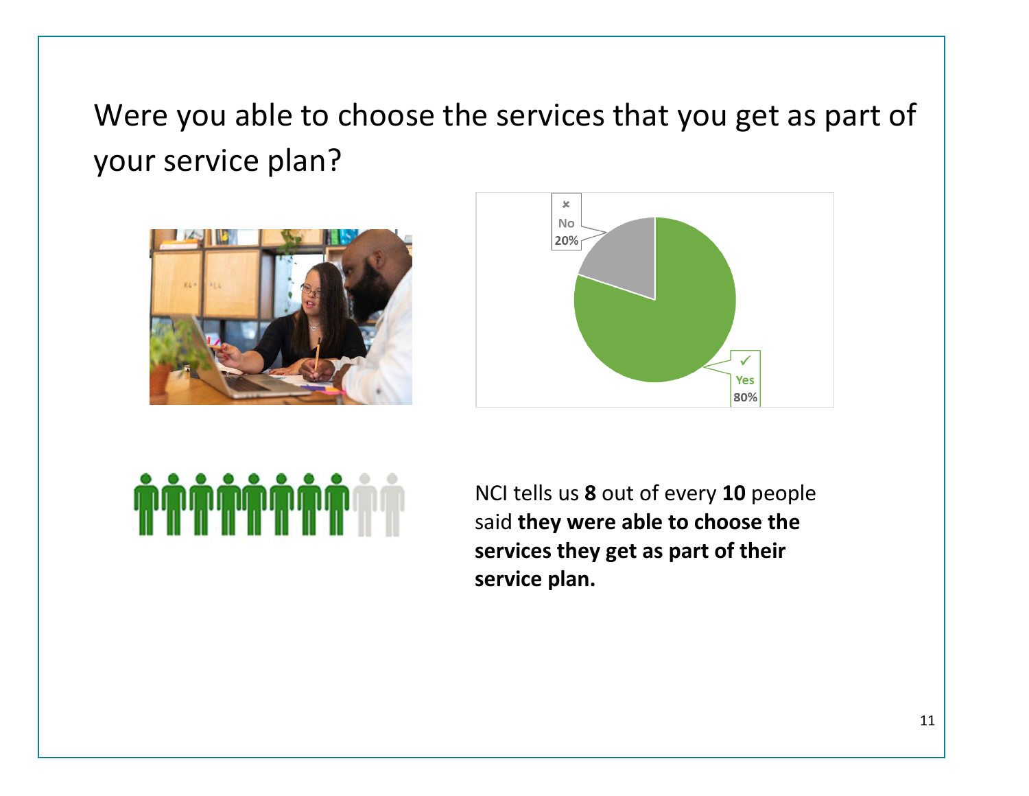# Were you able to choose the services that you get as part of your service plan?

No 20%

Yes 80%

NCI tells us **8** out of every **10** people said **they were able to choose the services they get as part of their service plan.**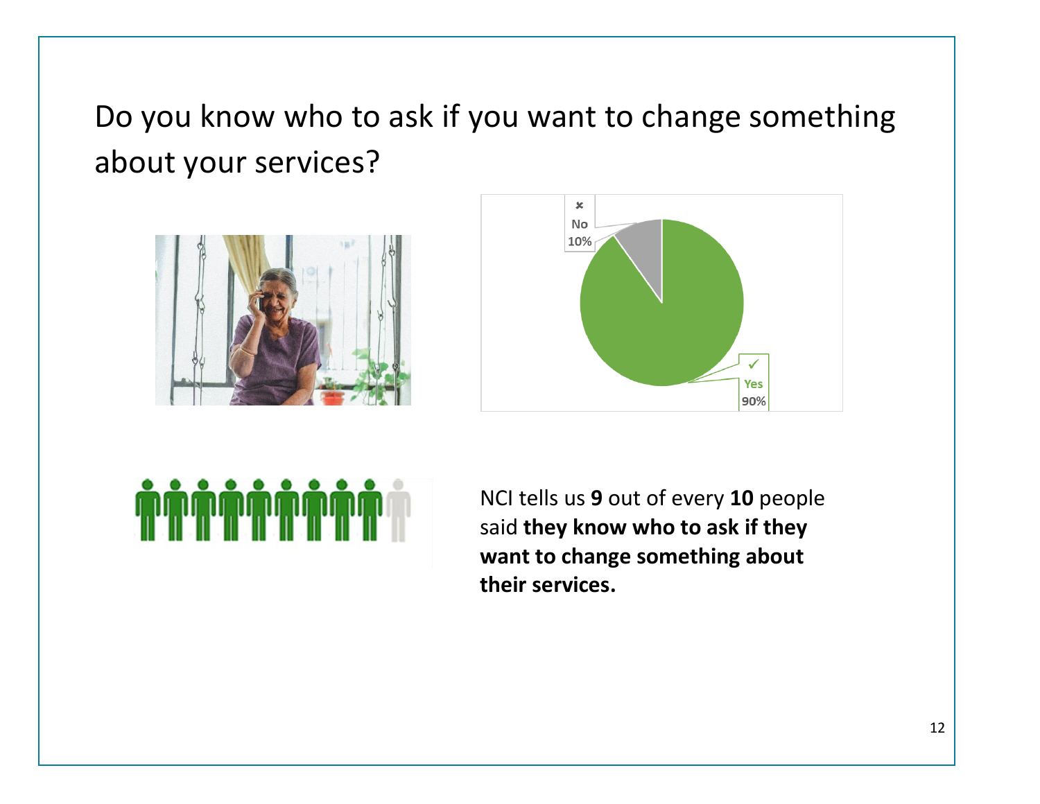## Do you know who to ask if you want to change something about your services?

No 10%

Yes 90%

NCI tells us **9** out of every **10** people said **they know who to ask if they want to change something about their services.**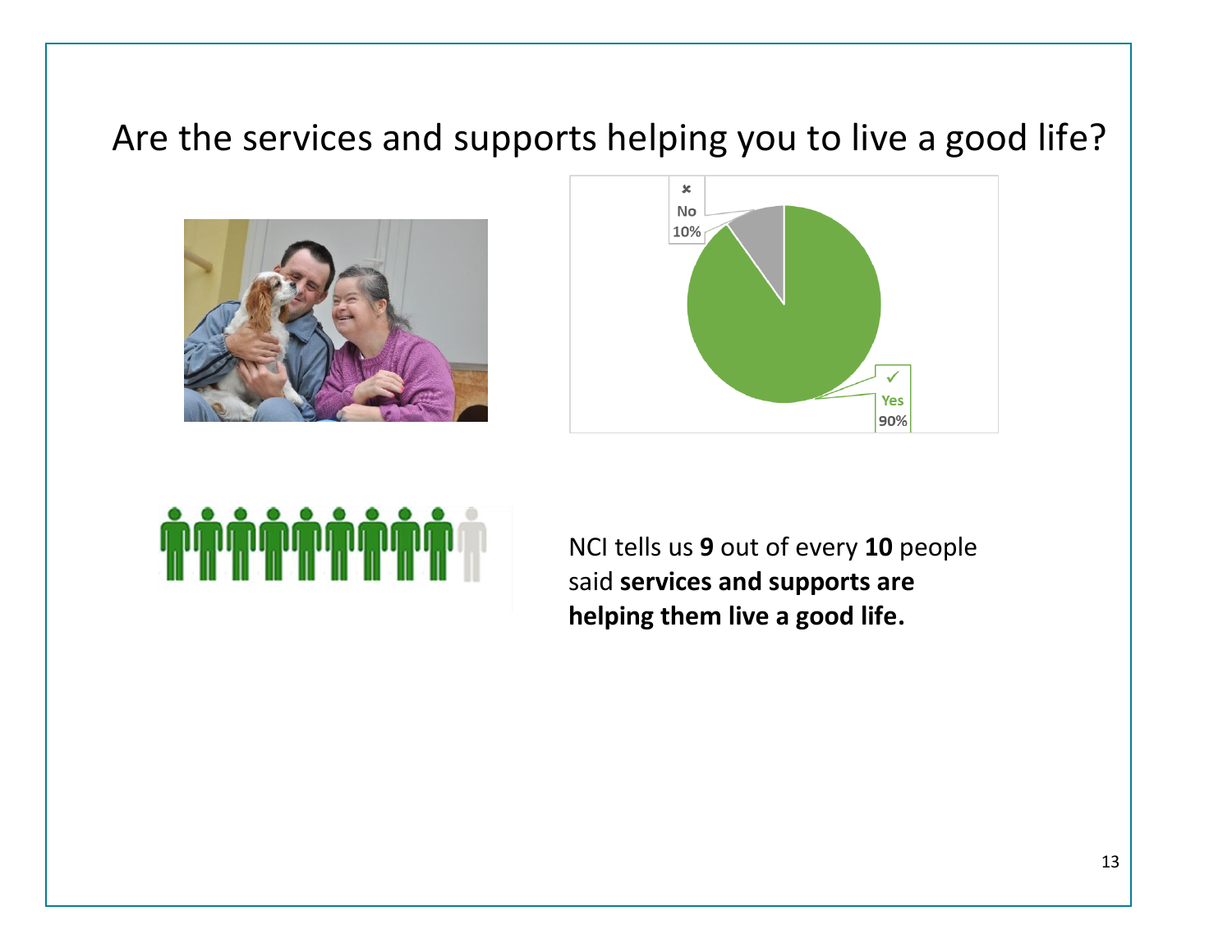# Are the services and supports helping you to live a good life?

No 10%

Yes 90%

NCI tells us **9** out of every **10** people said **services and supports are helping them live a good life.**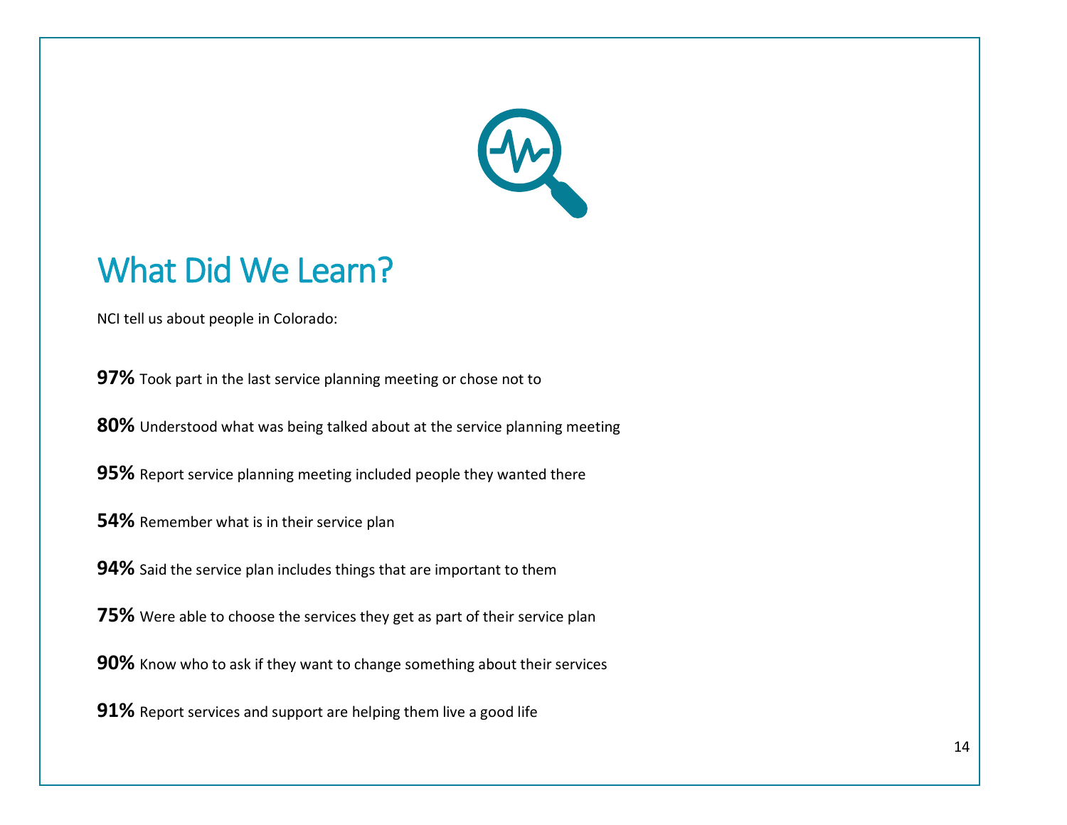# What Did We Learn?

NCI tell us about people in Colorado:

**97%** Took part in the last service planning meeting or chose not to

**80%** Understood what was being talked about at the service planning meeting

**95%** Report service planning meeting included people they wanted there

**54%** Remember what is in their service plan

**94%** Said the service plan includes things that are important to them

**75%** Were able to choose the services they get as part of their service plan

**90%** Know who to ask if they want to change something about their services

**91%** Report services and support are helping them live a good life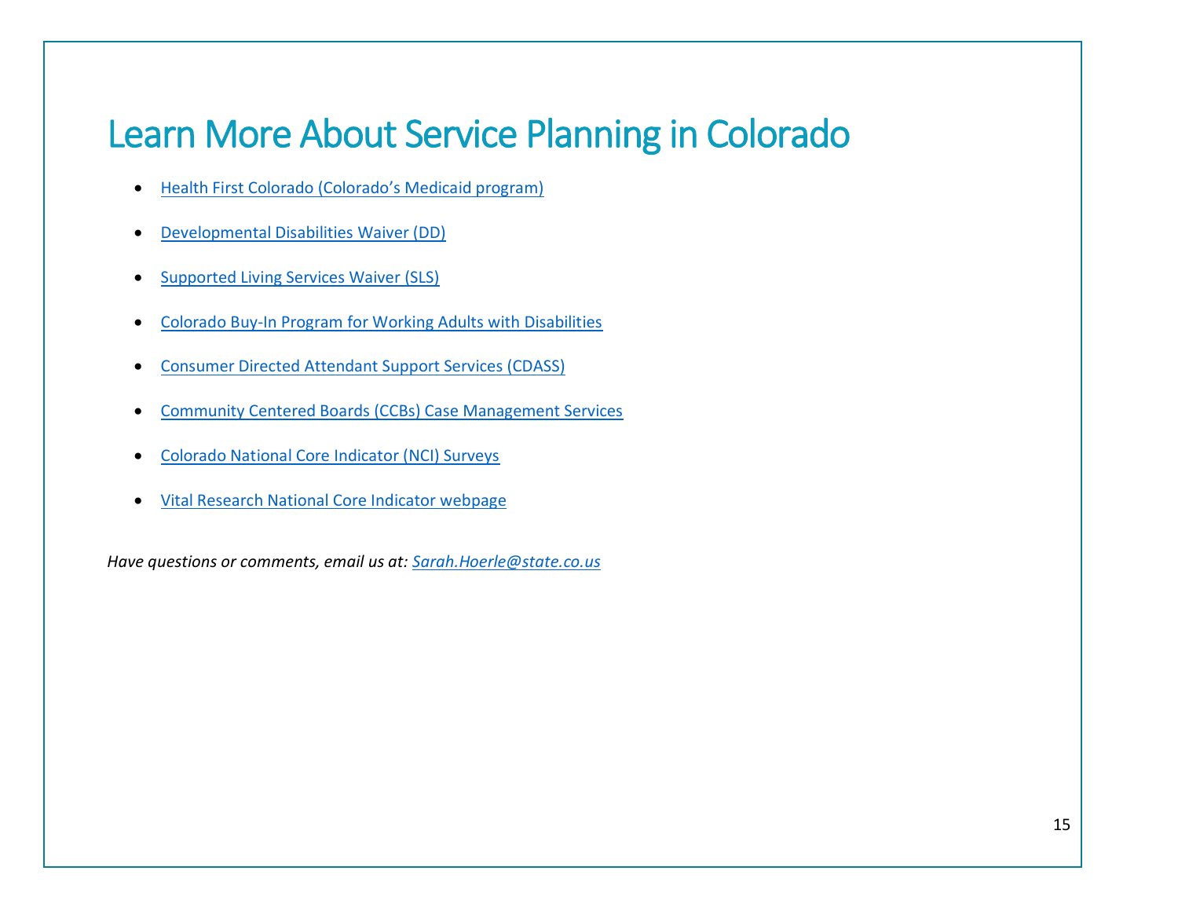# Learn More About Service Planning in Colorado

- Health First Colorado (Colorado's Medicaid program)
- Developmental Disabilities Waiver (DD)
- Supported Living Services Waiver (SLS)
- Colorado Buy-In Program for Working Adults with Disabilities
- Consumer Directed Attendant Support Services (CDASS)
- Community Centered Boards (CCBs) Case Management Services
- Colorado National Core Indicator (NCI) Surveys
- Vital Research National Core Indicator webpage

*Have questions or comments, email us at: Sarah.Hoerle@state.co.us*